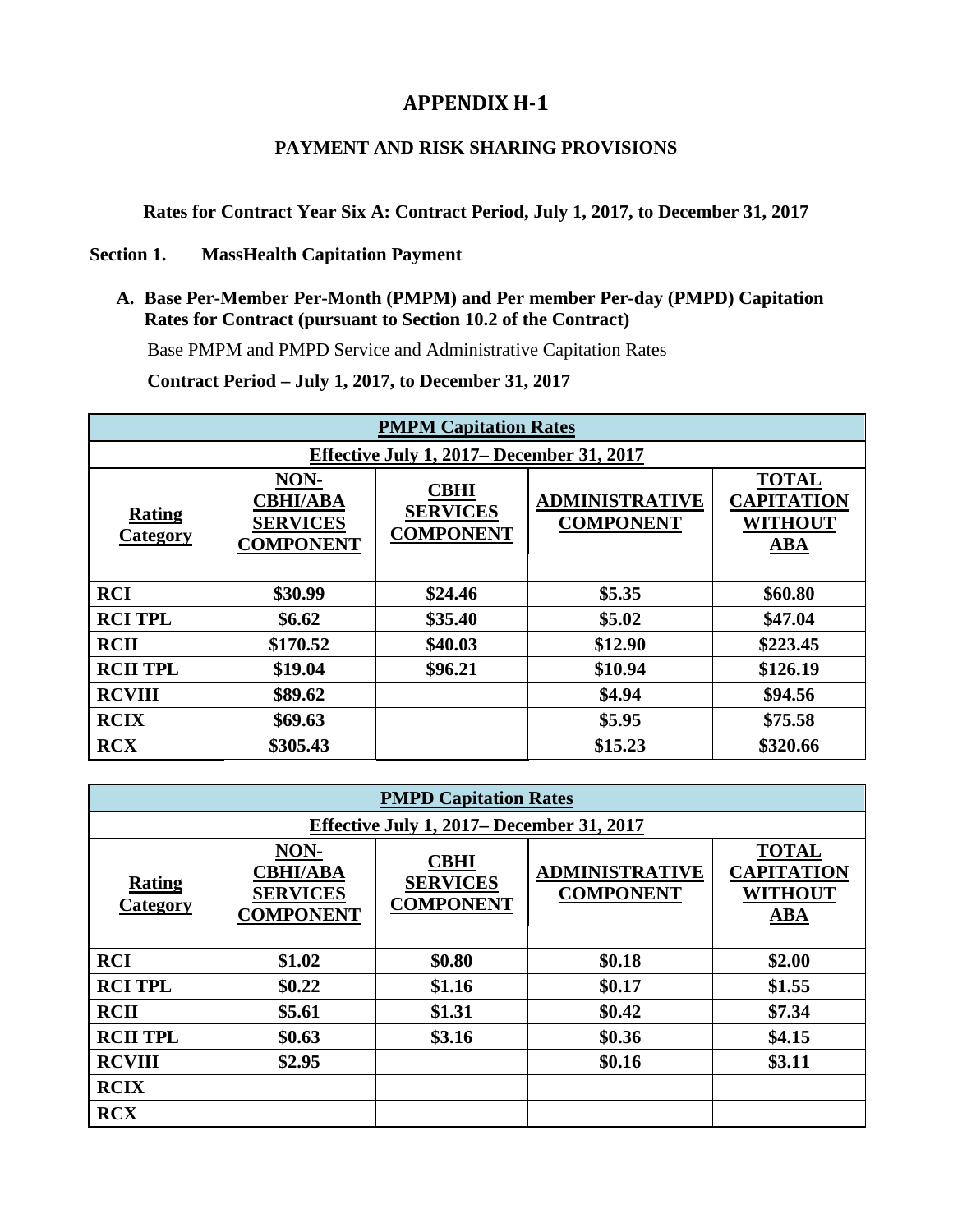# APPENDIX H-1

## PAYMENT AND RISK SHARING PROVISIONS

**Rates for Contract Year Six A: Contract Period, July 1, 2017, to December 31, 2017**

**Section 1. MassHealth Capitation Payment**

**A. Base Per-Member Per-Month (PMPM) and Per member Per-day (PMPD) Capitation Rates for Contract (pursuant to Section 10.2 of the Contract)**

Base PMPM and PMPD Service and Administrative Capitation Rates

**Contract Period – July 1, 2017, to December 31, 2017**

| PMPM Capitation Rates | | | | |
|---|---|---|---|---|
| Effective July 1, 2017– December 31, 2017 | | | | |
| **Rating Category** | **NON-CBHI/ABA SERVICES COMPONENT** | **CBHI SERVICES COMPONENT** | **ADMINISTRATIVE COMPONENT** | **TOTAL CAPITATION WITHOUT ABA** |
| **RCI** | **$30.99** | **$24.46** | **$5.35** | **$60.80** |
| **RCI TPL** | **$6.62** | **$35.40** | **$5.02** | **$47.04** |
| **RCII** | **$170.52** | **$40.03** | **$12.90** | **$223.45** |
| **RCII TPL** | **$19.04** | **$96.21** | **$10.94** | **$126.19** |
| **RCVIII** | **$89.62** | | **$4.94** | **$94.56** |
| **RCIX** | **$69.63** | | **$5.95** | **$75.58** |
| **RCX** | **$305.43** | | **$15.23** | **$320.66** |

| PMPD Capitation Rates | | | | |
|---|---|---|---|---|
| Effective July 1, 2017– December 31, 2017 | | | | |
| **Rating Category** | **NON-CBHI/ABA SERVICES COMPONENT** | **CBHI SERVICES COMPONENT** | **ADMINISTRATIVE COMPONENT** | **TOTAL CAPITATION WITHOUT ABA** |
| **RCI** | **$1.02** | **$0.80** | **$0.18** | **$2.00** |
| **RCI TPL** | **$0.22** | **$1.16** | **$0.17** | **$1.55** |
| **RCII** | **$5.61** | **$1.31** | **$0.42** | **$7.34** |
| **RCII TPL** | **$0.63** | **$3.16** | **$0.36** | **$4.15** |
| **RCVIII** | **$2.95** | | **$0.16** | **$3.11** |
| **RCIX** | | | | |
| **RCX** | | | | |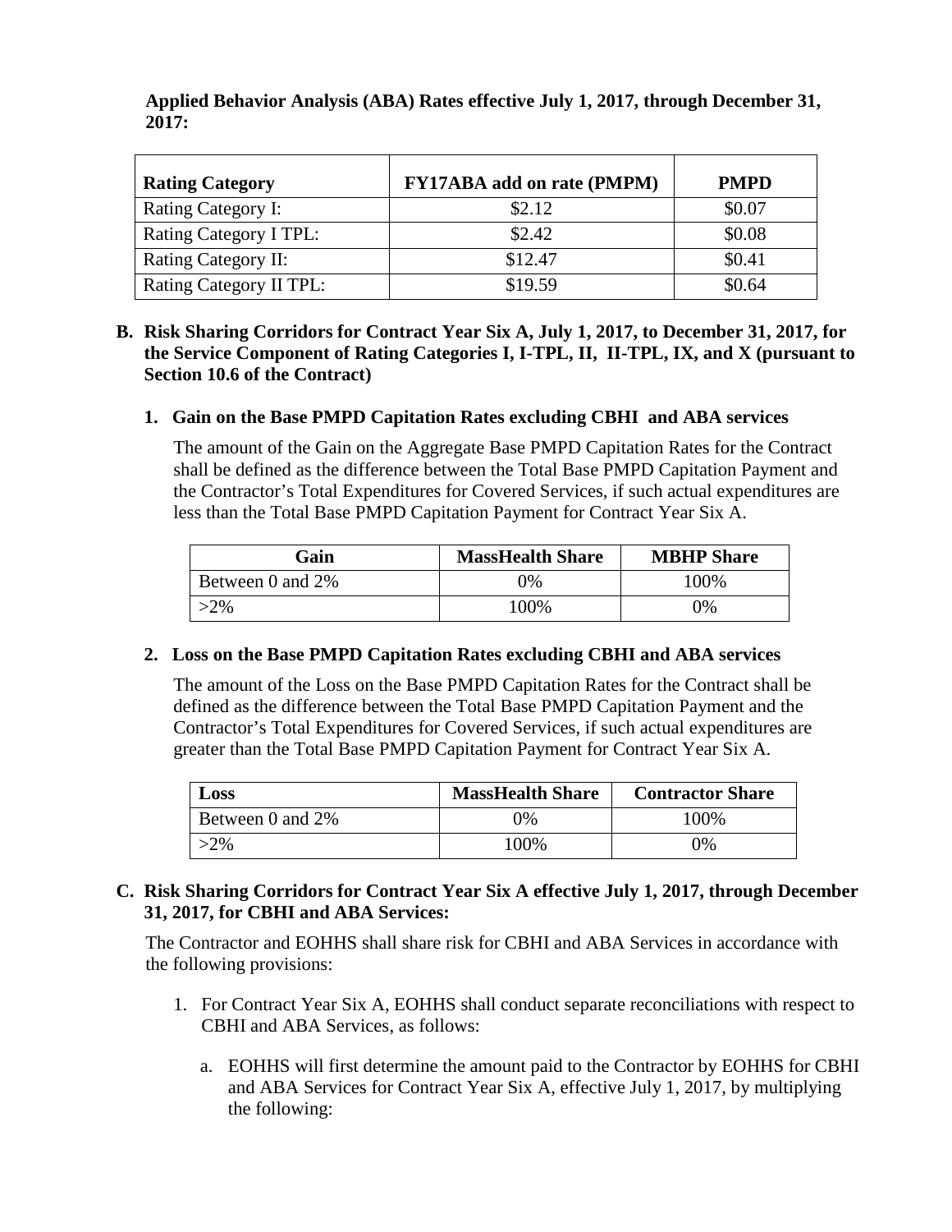**Applied Behavior Analysis (ABA) Rates effective July 1, 2017, through December 31, 2017:**

| Rating Category | FY17ABA add on rate (PMPM) | PMPD |
|---|---|---|
| Rating Category I: | $2.12 | $0.07 |
| Rating Category I TPL: | $2.42 | $0.08 |
| Rating Category II: | $12.47 | $0.41 |
| Rating Category II TPL: | $19.59 | $0.64 |

**B. Risk Sharing Corridors for Contract Year Six A, July 1, 2017, to December 31, 2017, for the Service Component of Rating Categories I, I-TPL, II, II-TPL, IX, and X (pursuant to Section 10.6 of the Contract)**

**1. Gain on the Base PMPD Capitation Rates excluding CBHI and ABA services**

The amount of the Gain on the Aggregate Base PMPD Capitation Rates for the Contract shall be defined as the difference between the Total Base PMPD Capitation Payment and the Contractor's Total Expenditures for Covered Services, if such actual expenditures are less than the Total Base PMPD Capitation Payment for Contract Year Six A.

| Gain | MassHealth Share | MBHP Share |
|---|---|---|
| Between 0 and 2% | 0% | 100% |
| >2% | 100% | 0% |

**2. Loss on the Base PMPD Capitation Rates excluding CBHI and ABA services**

The amount of the Loss on the Base PMPD Capitation Rates for the Contract shall be defined as the difference between the Total Base PMPD Capitation Payment and the Contractor's Total Expenditures for Covered Services, if such actual expenditures are greater than the Total Base PMPD Capitation Payment for Contract Year Six A.

| Loss | MassHealth Share | Contractor Share |
|---|---|---|
| Between 0 and 2% | 0% | 100% |
| >2% | 100% | 0% |

**C. Risk Sharing Corridors for Contract Year Six A effective July 1, 2017, through December 31, 2017, for CBHI and ABA Services:**

The Contractor and EOHHS shall share risk for CBHI and ABA Services in accordance with the following provisions:

1. For Contract Year Six A, EOHHS shall conduct separate reconciliations with respect to CBHI and ABA Services, as follows:

   a. EOHHS will first determine the amount paid to the Contractor by EOHHS for CBHI and ABA Services for Contract Year Six A, effective July 1, 2017, by multiplying the following: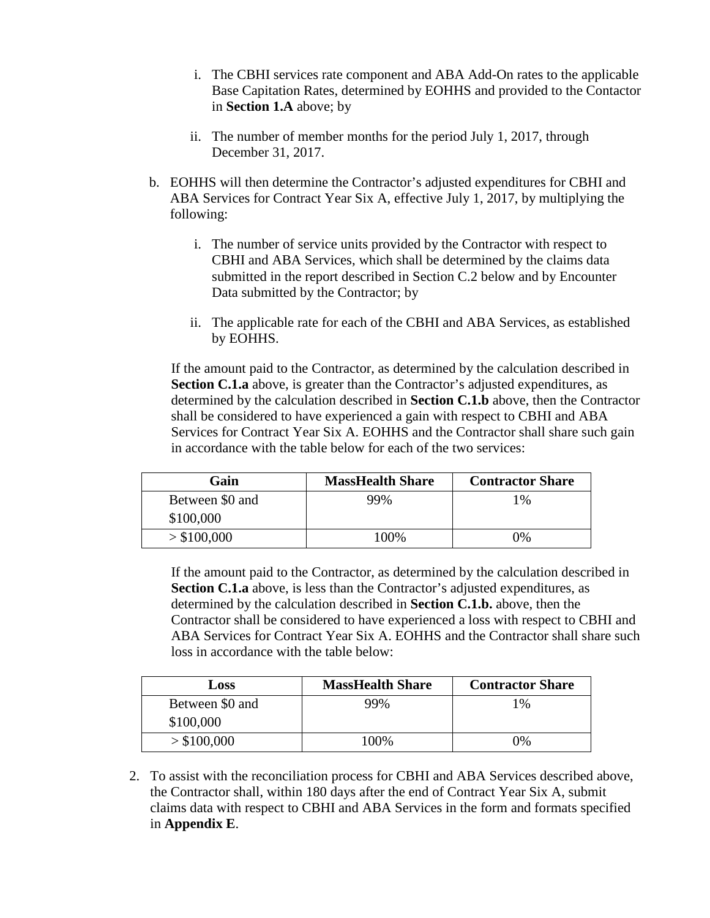i. The CBHI services rate component and ABA Add-On rates to the applicable Base Capitation Rates, determined by EOHHS and provided to the Contactor in **Section 1.A** above; by

   ii. The number of member months for the period July 1, 2017, through December 31, 2017.

b. EOHHS will then determine the Contractor's adjusted expenditures for CBHI and ABA Services for Contract Year Six A, effective July 1, 2017, by multiplying the following:

   i. The number of service units provided by the Contractor with respect to CBHI and ABA Services, which shall be determined by the claims data submitted in the report described in Section C.2 below and by Encounter Data submitted by the Contractor; by

   ii. The applicable rate for each of the CBHI and ABA Services, as established by EOHHS.

   If the amount paid to the Contractor, as determined by the calculation described in **Section C.1.a** above, is greater than the Contractor's adjusted expenditures, as determined by the calculation described in **Section C.1.b** above, then the Contractor shall be considered to have experienced a gain with respect to CBHI and ABA Services for Contract Year Six A. EOHHS and the Contractor shall share such gain in accordance with the table below for each of the two services:

| Gain | MassHealth Share | Contractor Share |
|---|---|---|
| Between $0 and $100,000 | 99% | 1% |
| > $100,000 | 100% | 0% |

   If the amount paid to the Contractor, as determined by the calculation described in **Section C.1.a** above, is less than the Contractor's adjusted expenditures, as determined by the calculation described in **Section C.1.b.** above, then the Contractor shall be considered to have experienced a loss with respect to CBHI and ABA Services for Contract Year Six A. EOHHS and the Contractor shall share such loss in accordance with the table below:

| Loss | MassHealth Share | Contractor Share |
|---|---|---|
| Between $0 and $100,000 | 99% | 1% |
| > $100,000 | 100% | 0% |

2. To assist with the reconciliation process for CBHI and ABA Services described above, the Contractor shall, within 180 days after the end of Contract Year Six A, submit claims data with respect to CBHI and ABA Services in the form and formats specified in **Appendix E**.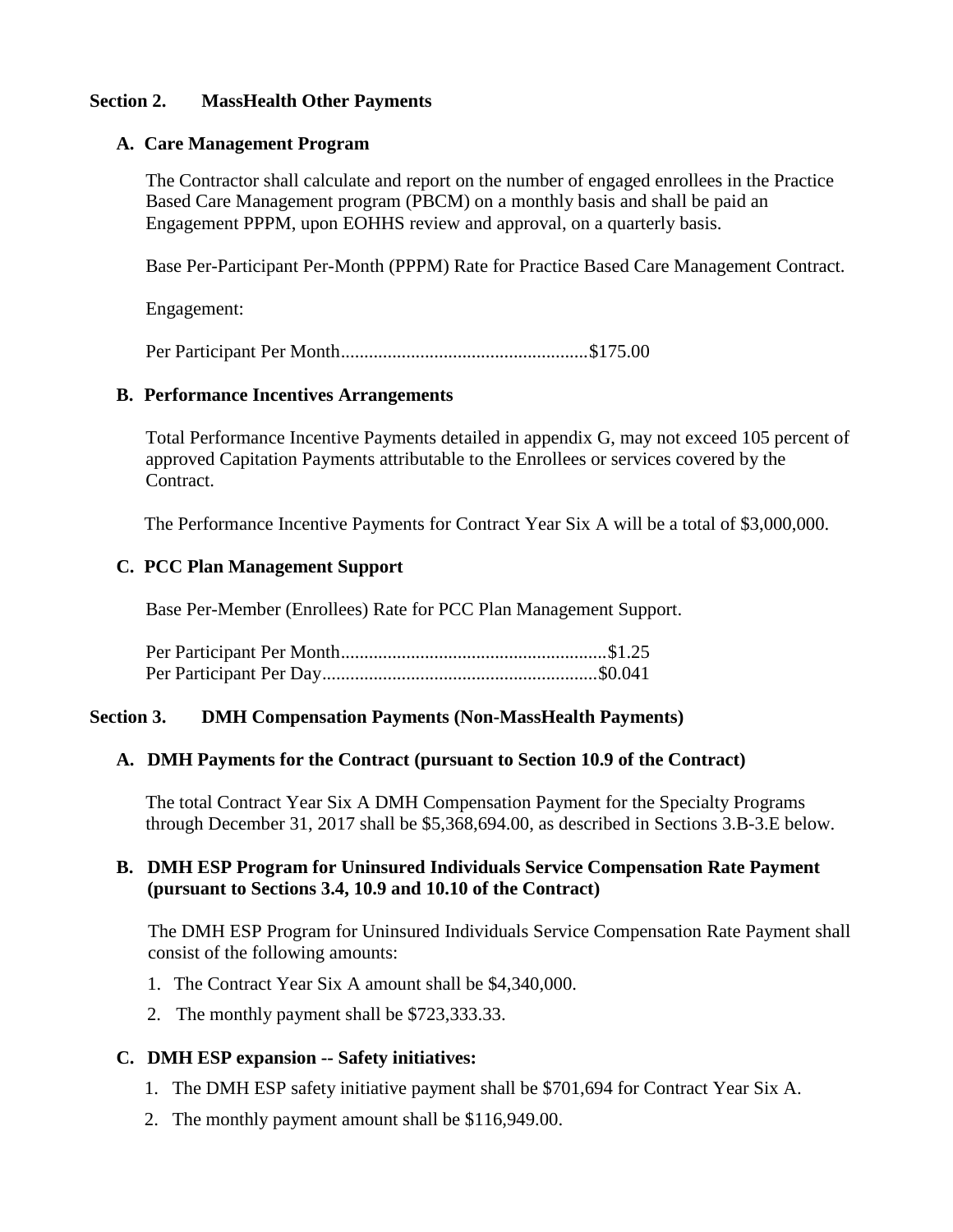## Section 2. MassHealth Other Payments

### A. Care Management Program

The Contractor shall calculate and report on the number of engaged enrollees in the Practice Based Care Management program (PBCM) on a monthly basis and shall be paid an Engagement PPPM, upon EOHHS review and approval, on a quarterly basis.

Base Per-Participant Per-Month (PPPM) Rate for Practice Based Care Management Contract.

Engagement:

Per Participant Per Month.....................................................$175.00

### B. Performance Incentives Arrangements

Total Performance Incentive Payments detailed in appendix G, may not exceed 105 percent of approved Capitation Payments attributable to the Enrollees or services covered by the Contract.

The Performance Incentive Payments for Contract Year Six A will be a total of $3,000,000.

### C. PCC Plan Management Support

Base Per-Member (Enrollees) Rate for PCC Plan Management Support.

Per Participant Per Month.........................................................$1.25
Per Participant Per Day...........................................................$0.041

## Section 3. DMH Compensation Payments (Non-MassHealth Payments)

### A. DMH Payments for the Contract (pursuant to Section 10.9 of the Contract)

The total Contract Year Six A DMH Compensation Payment for the Specialty Programs through December 31, 2017 shall be $5,368,694.00, as described in Sections 3.B-3.E below.

### B. DMH ESP Program for Uninsured Individuals Service Compensation Rate Payment (pursuant to Sections 3.4, 10.9 and 10.10 of the Contract)

The DMH ESP Program for Uninsured Individuals Service Compensation Rate Payment shall consist of the following amounts:

1. The Contract Year Six A amount shall be $4,340,000.
2. The monthly payment shall be $723,333.33.

### C. DMH ESP expansion -- Safety initiatives:

1. The DMH ESP safety initiative payment shall be $701,694 for Contract Year Six A.
2. The monthly payment amount shall be $116,949.00.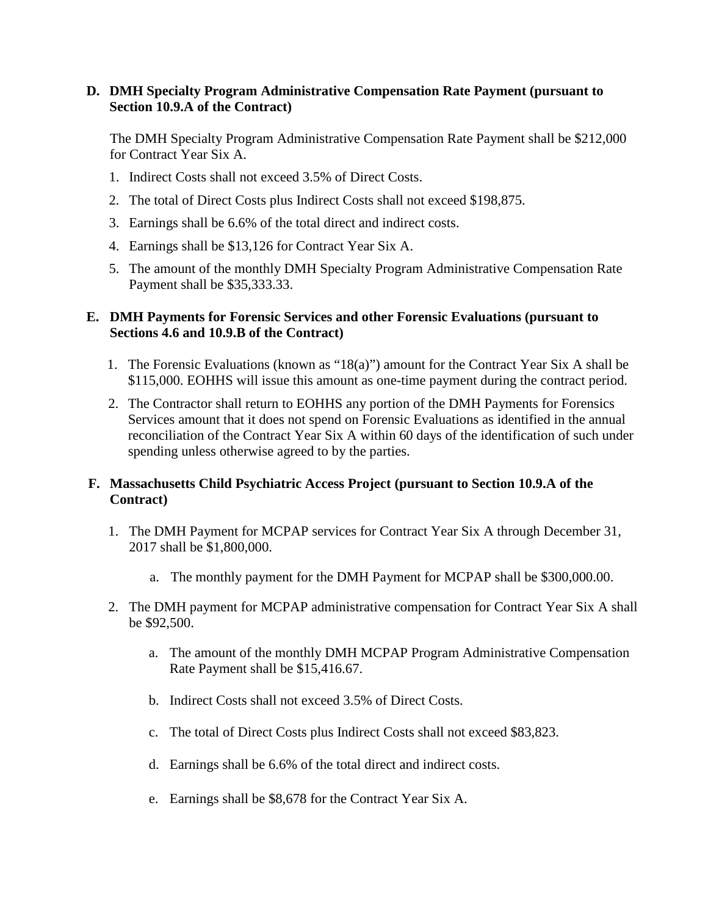**D. DMH Specialty Program Administrative Compensation Rate Payment (pursuant to Section 10.9.A of the Contract)**

The DMH Specialty Program Administrative Compensation Rate Payment shall be $212,000 for Contract Year Six A.

1. Indirect Costs shall not exceed 3.5% of Direct Costs.
2. The total of Direct Costs plus Indirect Costs shall not exceed $198,875.
3. Earnings shall be 6.6% of the total direct and indirect costs.
4. Earnings shall be $13,126 for Contract Year Six A.
5. The amount of the monthly DMH Specialty Program Administrative Compensation Rate Payment shall be $35,333.33.

**E. DMH Payments for Forensic Services and other Forensic Evaluations (pursuant to Sections 4.6 and 10.9.B of the Contract)**

1. The Forensic Evaluations (known as "18(a)") amount for the Contract Year Six A shall be $115,000. EOHHS will issue this amount as one-time payment during the contract period.
2. The Contractor shall return to EOHHS any portion of the DMH Payments for Forensics Services amount that it does not spend on Forensic Evaluations as identified in the annual reconciliation of the Contract Year Six A within 60 days of the identification of such under spending unless otherwise agreed to by the parties.

**F. Massachusetts Child Psychiatric Access Project (pursuant to Section 10.9.A of the Contract)**

1. The DMH Payment for MCPAP services for Contract Year Six A through December 31, 2017 shall be $1,800,000.
   a. The monthly payment for the DMH Payment for MCPAP shall be $300,000.00.
2. The DMH payment for MCPAP administrative compensation for Contract Year Six A shall be $92,500.
   a. The amount of the monthly DMH MCPAP Program Administrative Compensation Rate Payment shall be $15,416.67.
   b. Indirect Costs shall not exceed 3.5% of Direct Costs.
   c. The total of Direct Costs plus Indirect Costs shall not exceed $83,823.
   d. Earnings shall be 6.6% of the total direct and indirect costs.
   e. Earnings shall be $8,678 for the Contract Year Six A.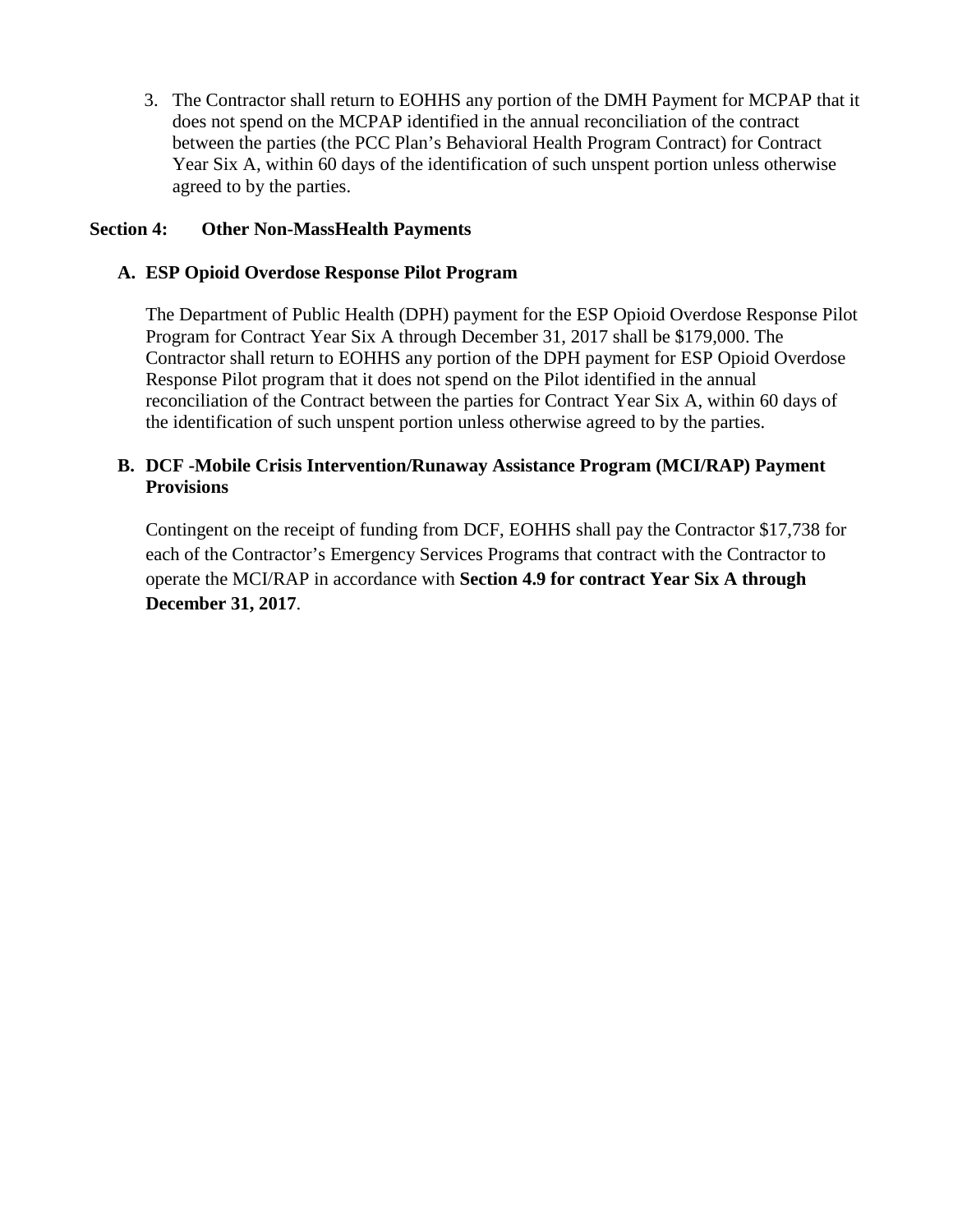3. The Contractor shall return to EOHHS any portion of the DMH Payment for MCPAP that it does not spend on the MCPAP identified in the annual reconciliation of the contract between the parties (the PCC Plan's Behavioral Health Program Contract) for Contract Year Six A, within 60 days of the identification of such unspent portion unless otherwise agreed to by the parties.

## Section 4: Other Non-MassHealth Payments

### A. ESP Opioid Overdose Response Pilot Program

The Department of Public Health (DPH) payment for the ESP Opioid Overdose Response Pilot Program for Contract Year Six A through December 31, 2017 shall be $179,000. The Contractor shall return to EOHHS any portion of the DPH payment for ESP Opioid Overdose Response Pilot program that it does not spend on the Pilot identified in the annual reconciliation of the Contract between the parties for Contract Year Six A, within 60 days of the identification of such unspent portion unless otherwise agreed to by the parties.

### B. DCF -Mobile Crisis Intervention/Runaway Assistance Program (MCI/RAP) Payment Provisions

Contingent on the receipt of funding from DCF, EOHHS shall pay the Contractor $17,738 for each of the Contractor's Emergency Services Programs that contract with the Contractor to operate the MCI/RAP in accordance with **Section 4.9 for contract Year Six A through December 31, 2017**.